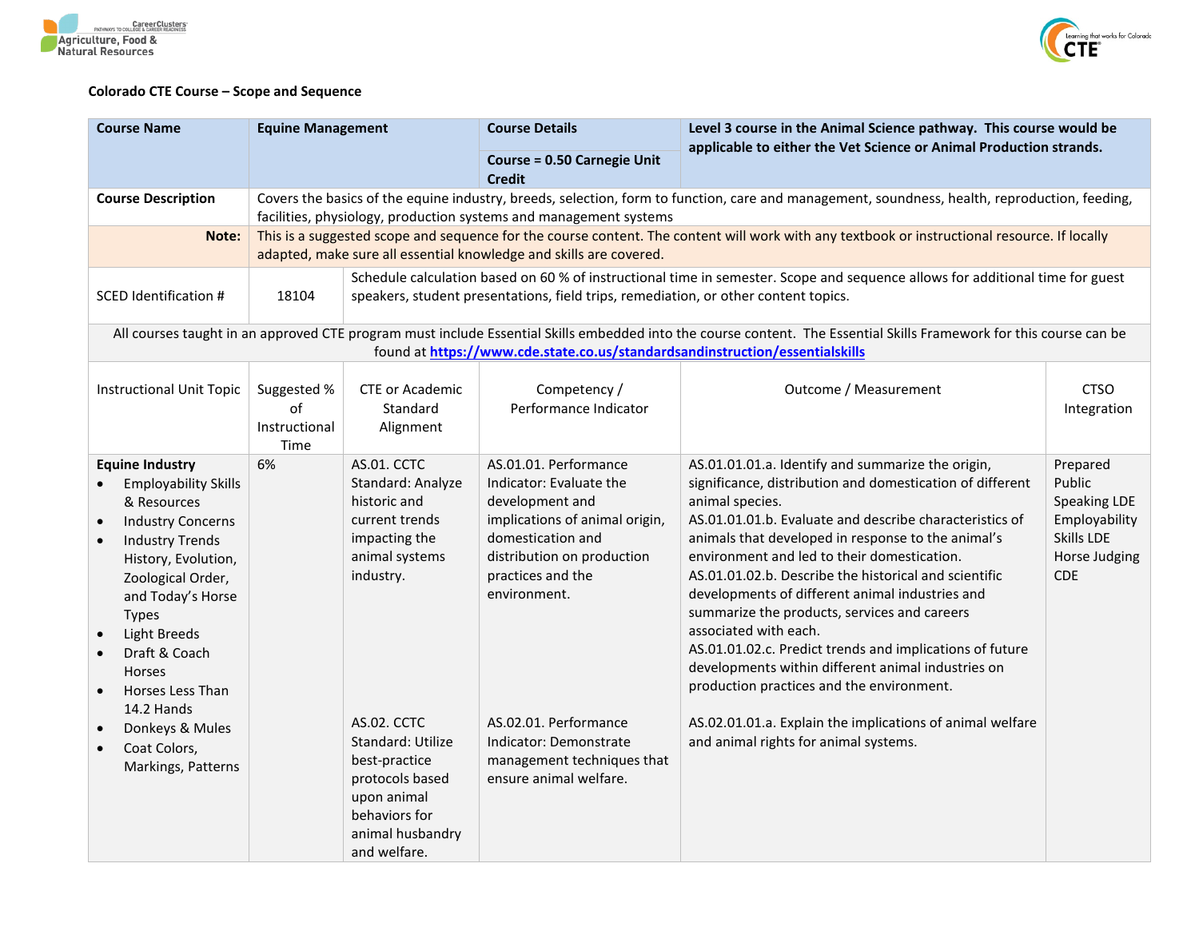**Colorado CTE Course – Scope and Sequence**

| Course Name | Equine Management | Course Details<br>Course = 0.50 Carnegie Unit Credit | Level 3 course in the Animal Science pathway. This course would be applicable to either the Vet Science or Animal Production strands. |
|---|---|---|---|
| **Course Description** | Covers the basics of the equine industry, breeds, selection, form to function, care and management, soundness, health, reproduction, feeding, facilities, physiology, production systems and management systems | | |
| **Note:** | This is a suggested scope and sequence for the course content. The content will work with any textbook or instructional resource. If locally adapted, make sure all essential knowledge and skills are covered. | | |
| SCED Identification # | 18104 | Schedule calculation based on 60 % of instructional time in semester. Scope and sequence allows for additional time for guest speakers, student presentations, field trips, remediation, or other content topics. | |

All courses taught in an approved CTE program must include Essential Skills embedded into the course content. The Essential Skills Framework for this course can be found at https://www.cde.state.co.us/standardsandinstruction/essentialskills

| Instructional Unit Topic | Suggested % of Instructional Time | CTE or Academic Standard Alignment | Competency / Performance Indicator | Outcome / Measurement | CTSO Integration |
|---|---|---|---|---|---|
| **Equine Industry**<br>• Employability Skills & Resources<br>• Industry Concerns<br>• Industry Trends History, Evolution, Zoological Order, and Today's Horse Types<br>• Light Breeds<br>• Draft & Coach Horses<br>• Horses Less Than 14.2 Hands<br>• Donkeys & Mules<br>• Coat Colors, Markings, Patterns | 6% | AS.01. CCTC Standard: Analyze historic and current trends impacting the animal systems industry.<br><br>AS.02. CCTC Standard: Utilize best-practice protocols based upon animal behaviors for animal husbandry and welfare. | AS.01.01. Performance Indicator: Evaluate the development and implications of animal origin, domestication and distribution on production practices and the environment.<br><br>AS.02.01. Performance Indicator: Demonstrate management techniques that ensure animal welfare. | AS.01.01.01.a. Identify and summarize the origin, significance, distribution and domestication of different animal species.<br>AS.01.01.01.b. Evaluate and describe characteristics of animals that developed in response to the animal's environment and led to their domestication.<br>AS.01.01.02.b. Describe the historical and scientific developments of different animal industries and summarize the products, services and careers associated with each.<br>AS.01.01.02.c. Predict trends and implications of future developments within different animal industries on production practices and the environment.<br><br>AS.02.01.01.a. Explain the implications of animal welfare and animal rights for animal systems. | Prepared Public Speaking LDE<br>Employability Skills LDE<br>Horse Judging CDE |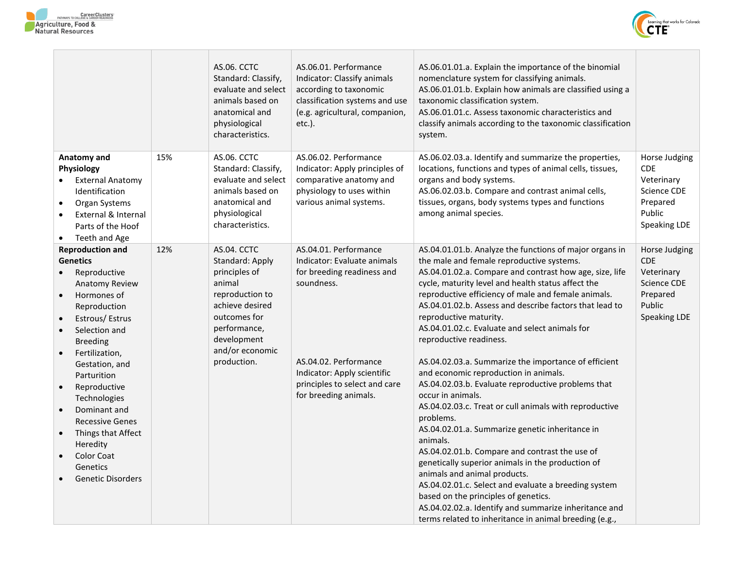| | | | | | |
|---|---|---|---|---|---|
| | | AS.06. CCTC Standard: Classify, evaluate and select animals based on anatomical and physiological characteristics. | AS.06.01. Performance Indicator: Classify animals according to taxonomic classification systems and use (e.g. agricultural, companion, etc.). | AS.06.01.01.a. Explain the importance of the binomial nomenclature system for classifying animals.<br>AS.06.01.01.b. Explain how animals are classified using a taxonomic classification system.<br>AS.06.01.01.c. Assess taxonomic characteristics and classify animals according to the taxonomic classification system. | |
| **Anatomy and Physiology**<br>• External Anatomy Identification<br>• Organ Systems<br>• External & Internal Parts of the Hoof<br>• Teeth and Age | 15% | AS.06. CCTC Standard: Classify, evaluate and select animals based on anatomical and physiological characteristics. | AS.06.02. Performance Indicator: Apply principles of comparative anatomy and physiology to uses within various animal systems. | AS.06.02.03.a. Identify and summarize the properties, locations, functions and types of animal cells, tissues, organs and body systems.<br>AS.06.02.03.b. Compare and contrast animal cells, tissues, organs, body systems types and functions among animal species. | Horse Judging CDE<br>Veterinary Science CDE<br>Prepared Public Speaking LDE |
| **Reproduction and Genetics**<br>• Reproductive Anatomy Review<br>• Hormones of Reproduction<br>• Estrous/ Estrus<br>• Selection and Breeding<br>• Fertilization, Gestation, and Parturition<br>• Reproductive Technologies<br>• Dominant and Recessive Genes<br>• Things that Affect Heredity<br>• Color Coat Genetics<br>• Genetic Disorders | 12% | AS.04. CCTC Standard: Apply principles of animal reproduction to achieve desired outcomes for performance, development and/or economic production. | AS.04.01. Performance Indicator: Evaluate animals for breeding readiness and soundness.<br><br>AS.04.02. Performance Indicator: Apply scientific principles to select and care for breeding animals. | AS.04.01.01.b. Analyze the functions of major organs in the male and female reproductive systems.<br>AS.04.01.02.a. Compare and contrast how age, size, life cycle, maturity level and health status affect the reproductive efficiency of male and female animals.<br>AS.04.01.02.b. Assess and describe factors that lead to reproductive maturity.<br>AS.04.01.02.c. Evaluate and select animals for reproductive readiness.<br><br>AS.04.02.03.a. Summarize the importance of efficient and economic reproduction in animals.<br>AS.04.02.03.b. Evaluate reproductive problems that occur in animals.<br>AS.04.02.03.c. Treat or cull animals with reproductive problems.<br>AS.04.02.01.a. Summarize genetic inheritance in animals.<br>AS.04.02.01.b. Compare and contrast the use of genetically superior animals in the production of animals and animal products.<br>AS.04.02.01.c. Select and evaluate a breeding system based on the principles of genetics.<br>AS.04.02.02.a. Identify and summarize inheritance and terms related to inheritance in animal breeding (e.g., | Horse Judging CDE<br>Veterinary Science CDE<br>Prepared Public Speaking LDE |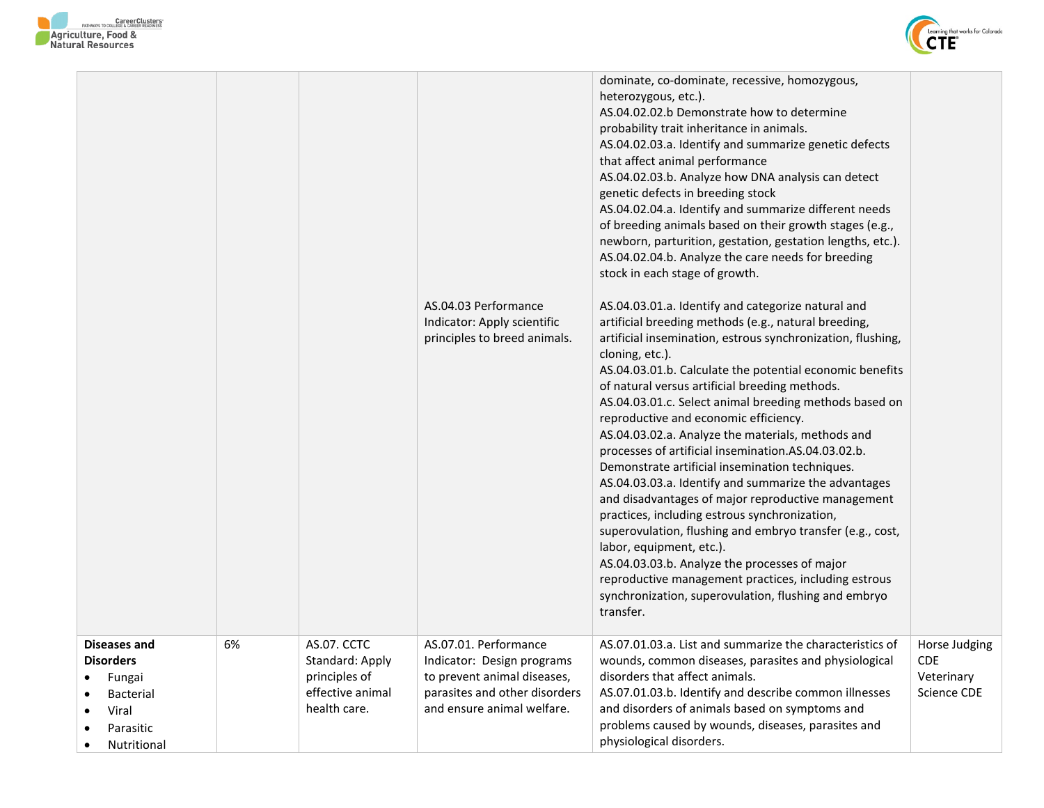| | | | | | |
|---|---|---|---|---|---|
| | | | | dominate, co-dominate, recessive, homozygous, heterozygous, etc.).<br>AS.04.02.02.b Demonstrate how to determine probability trait inheritance in animals.<br>AS.04.02.03.a. Identify and summarize genetic defects that affect animal performance<br>AS.04.02.03.b. Analyze how DNA analysis can detect genetic defects in breeding stock<br>AS.04.02.04.a. Identify and summarize different needs of breeding animals based on their growth stages (e.g., newborn, parturition, gestation, gestation lengths, etc.).<br>AS.04.02.04.b. Analyze the care needs for breeding stock in each stage of growth. | |
| | | | AS.04.03 Performance Indicator: Apply scientific principles to breed animals. | AS.04.03.01.a. Identify and categorize natural and artificial breeding methods (e.g., natural breeding, artificial insemination, estrous synchronization, flushing, cloning, etc.).<br>AS.04.03.01.b. Calculate the potential economic benefits of natural versus artificial breeding methods.<br>AS.04.03.01.c. Select animal breeding methods based on reproductive and economic efficiency.<br>AS.04.03.02.a. Analyze the materials, methods and processes of artificial insemination.AS.04.03.02.b. Demonstrate artificial insemination techniques.<br>AS.04.03.03.a. Identify and summarize the advantages and disadvantages of major reproductive management practices, including estrous synchronization, superovulation, flushing and embryo transfer (e.g., cost, labor, equipment, etc.).<br>AS.04.03.03.b. Analyze the processes of major reproductive management practices, including estrous synchronization, superovulation, flushing and embryo transfer. | |
| **Diseases and Disorders**<br>• Fungai<br>• Bacterial<br>• Viral<br>• Parasitic<br>• Nutritional | 6% | AS.07. CCTC Standard: Apply principles of effective animal health care. | AS.07.01. Performance Indicator: Design programs to prevent animal diseases, parasites and other disorders and ensure animal welfare. | AS.07.01.03.a. List and summarize the characteristics of wounds, common diseases, parasites and physiological disorders that affect animals.<br>AS.07.01.03.b. Identify and describe common illnesses and disorders of animals based on symptoms and problems caused by wounds, diseases, parasites and physiological disorders. | Horse Judging CDE<br>Veterinary Science CDE |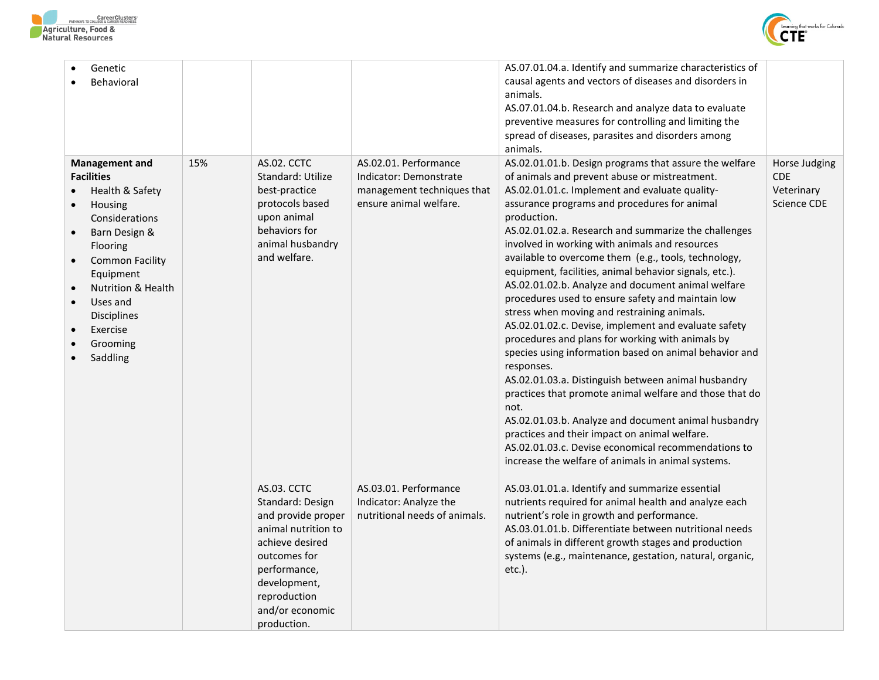| | | | | | |
|---|---|---|---|---|---|
| • Genetic<br>• Behavioral | | | | AS.07.01.04.a. Identify and summarize characteristics of causal agents and vectors of diseases and disorders in animals.<br>AS.07.01.04.b. Research and analyze data to evaluate preventive measures for controlling and limiting the spread of diseases, parasites and disorders among animals. | |
| **Management and Facilities**<br>• Health & Safety<br>• Housing Considerations<br>• Barn Design & Flooring<br>• Common Facility Equipment<br>• Nutrition & Health<br>• Uses and Disciplines<br>• Exercise<br>• Grooming<br>• Saddling | 15% | AS.02. CCTC Standard: Utilize best-practice protocols based upon animal behaviors for animal husbandry and welfare. | AS.02.01. Performance Indicator: Demonstrate management techniques that ensure animal welfare. | AS.02.01.01.b. Design programs that assure the welfare of animals and prevent abuse or mistreatment.<br>AS.02.01.01.c. Implement and evaluate quality-assurance programs and procedures for animal production.<br>AS.02.01.02.a. Research and summarize the challenges involved in working with animals and resources available to overcome them (e.g., tools, technology, equipment, facilities, animal behavior signals, etc.).<br>AS.02.01.02.b. Analyze and document animal welfare procedures used to ensure safety and maintain low stress when moving and restraining animals.<br>AS.02.01.02.c. Devise, implement and evaluate safety procedures and plans for working with animals by species using information based on animal behavior and responses.<br>AS.02.01.03.a. Distinguish between animal husbandry practices that promote animal welfare and those that do not.<br>AS.02.01.03.b. Analyze and document animal husbandry practices and their impact on animal welfare.<br>AS.02.01.03.c. Devise economical recommendations to increase the welfare of animals in animal systems. | Horse Judging CDE<br>Veterinary Science CDE |
| | | AS.03. CCTC Standard: Design and provide proper animal nutrition to achieve desired outcomes for performance, development, reproduction and/or economic production. | AS.03.01. Performance Indicator: Analyze the nutritional needs of animals. | AS.03.01.01.a. Identify and summarize essential nutrients required for animal health and analyze each nutrient's role in growth and performance.<br>AS.03.01.01.b. Differentiate between nutritional needs of animals in different growth stages and production systems (e.g., maintenance, gestation, natural, organic, etc.). | |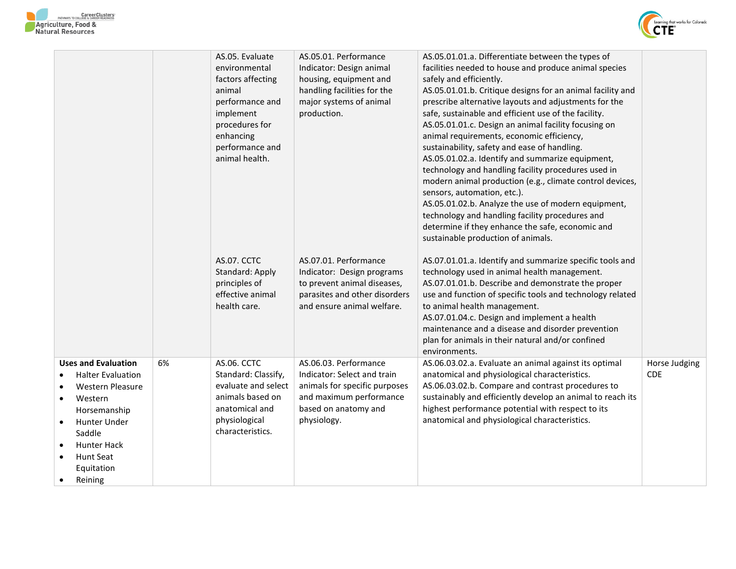| | | | | | |
|---|---|---|---|---|---|
| | | AS.05. Evaluate environmental factors affecting animal performance and implement procedures for enhancing performance and animal health. | AS.05.01. Performance Indicator: Design animal housing, equipment and handling facilities for the major systems of animal production. | AS.05.01.01.a. Differentiate between the types of facilities needed to house and produce animal species safely and efficiently.<br>AS.05.01.01.b. Critique designs for an animal facility and prescribe alternative layouts and adjustments for the safe, sustainable and efficient use of the facility.<br>AS.05.01.01.c. Design an animal facility focusing on animal requirements, economic efficiency, sustainability, safety and ease of handling.<br>AS.05.01.02.a. Identify and summarize equipment, technology and handling facility procedures used in modern animal production (e.g., climate control devices, sensors, automation, etc.).<br>AS.05.01.02.b. Analyze the use of modern equipment, technology and handling facility procedures and determine if they enhance the safe, economic and sustainable production of animals. | |
| | | AS.07. CCTC Standard: Apply principles of effective animal health care. | AS.07.01. Performance Indicator: Design programs to prevent animal diseases, parasites and other disorders and ensure animal welfare. | AS.07.01.01.a. Identify and summarize specific tools and technology used in animal health management.<br>AS.07.01.01.b. Describe and demonstrate the proper use and function of specific tools and technology related to animal health management.<br>AS.07.01.04.c. Design and implement a health maintenance and a disease and disorder prevention plan for animals in their natural and/or confined environments. | |
| **Uses and Evaluation**<br>• Halter Evaluation<br>• Western Pleasure<br>• Western Horsemanship<br>• Hunter Under Saddle<br>• Hunter Hack<br>• Hunt Seat Equitation<br>• Reining | 6% | AS.06. CCTC Standard: Classify, evaluate and select animals based on anatomical and physiological characteristics. | AS.06.03. Performance Indicator: Select and train animals for specific purposes and maximum performance based on anatomy and physiology. | AS.06.03.02.a. Evaluate an animal against its optimal anatomical and physiological characteristics.<br>AS.06.03.02.b. Compare and contrast procedures to sustainably and efficiently develop an animal to reach its highest performance potential with respect to its anatomical and physiological characteristics. | Horse Judging CDE |